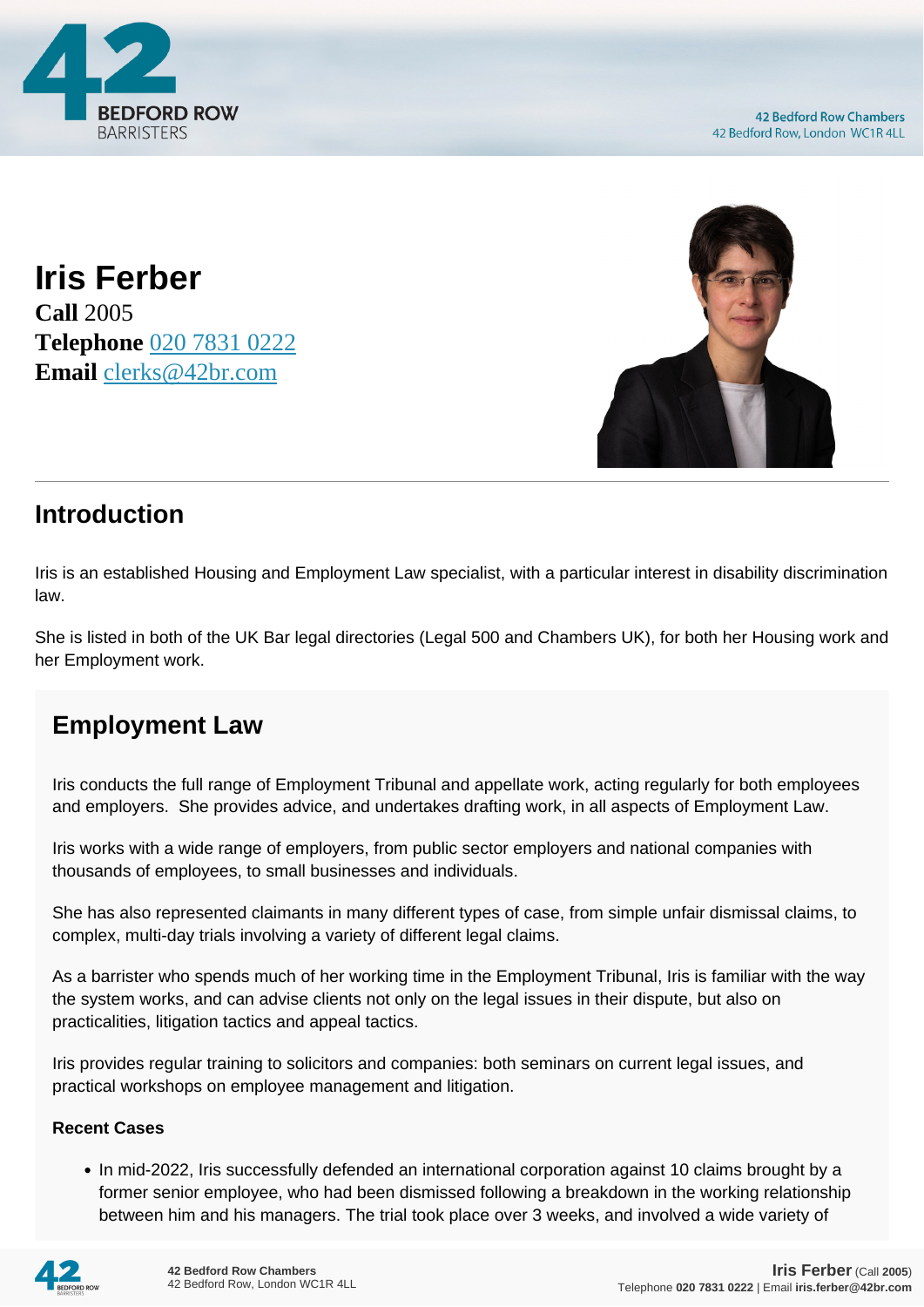# Iris Ferber

**Call** 2005
**Telephone** 020 7831 0222
**Email** clerks@42br.com

## Introduction

Iris is an established Housing and Employment Law specialist, with a particular interest in disability discrimination law.

She is listed in both of the UK Bar legal directories (Legal 500 and Chambers UK), for both her Housing work and her Employment work.

## Employment Law

Iris conducts the full range of Employment Tribunal and appellate work, acting regularly for both employees and employers. She provides advice, and undertakes drafting work, in all aspects of Employment Law.

Iris works with a wide range of employers, from public sector employers and national companies with thousands of employees, to small businesses and individuals.

She has also represented claimants in many different types of case, from simple unfair dismissal claims, to complex, multi-day trials involving a variety of different legal claims.

As a barrister who spends much of her working time in the Employment Tribunal, Iris is familiar with the way the system works, and can advise clients not only on the legal issues in their dispute, but also on practicalities, litigation tactics and appeal tactics.

Iris provides regular training to solicitors and companies: both seminars on current legal issues, and practical workshops on employee management and litigation.

**Recent Cases**

- In mid-2022, Iris successfully defended an international corporation against 10 claims brought by a former senior employee, who had been dismissed following a breakdown in the working relationship between him and his managers. The trial took place over 3 weeks, and involved a wide variety of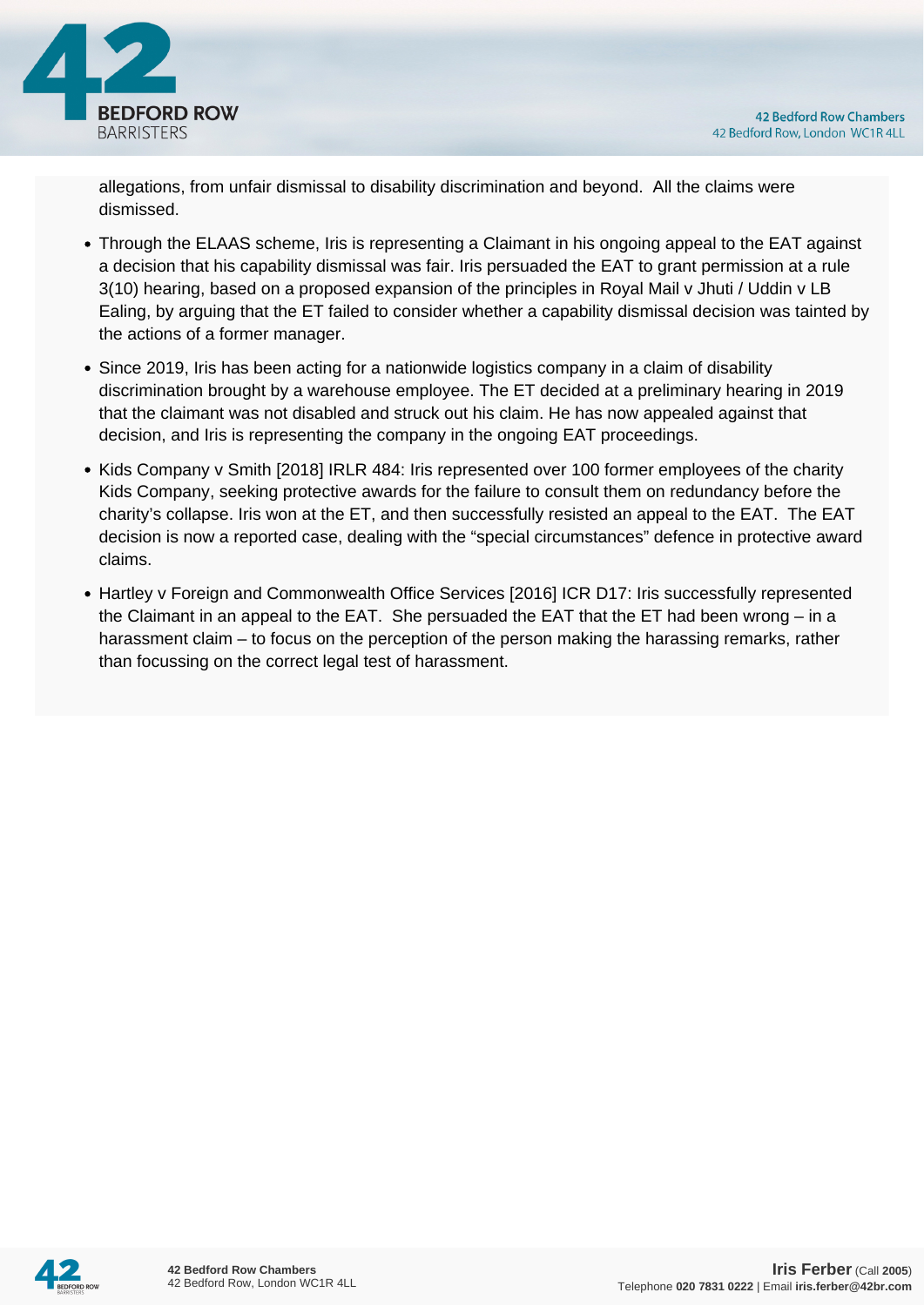allegations, from unfair dismissal to disability discrimination and beyond. All the claims were dismissed.

- Through the ELAAS scheme, Iris is representing a Claimant in his ongoing appeal to the EAT against a decision that his capability dismissal was fair. Iris persuaded the EAT to grant permission at a rule 3(10) hearing, based on a proposed expansion of the principles in Royal Mail v Jhuti / Uddin v LB Ealing, by arguing that the ET failed to consider whether a capability dismissal decision was tainted by the actions of a former manager.
- Since 2019, Iris has been acting for a nationwide logistics company in a claim of disability discrimination brought by a warehouse employee. The ET decided at a preliminary hearing in 2019 that the claimant was not disabled and struck out his claim. He has now appealed against that decision, and Iris is representing the company in the ongoing EAT proceedings.
- Kids Company v Smith [2018] IRLR 484: Iris represented over 100 former employees of the charity Kids Company, seeking protective awards for the failure to consult them on redundancy before the charity's collapse. Iris won at the ET, and then successfully resisted an appeal to the EAT. The EAT decision is now a reported case, dealing with the "special circumstances" defence in protective award claims.
- Hartley v Foreign and Commonwealth Office Services [2016] ICR D17: Iris successfully represented the Claimant in an appeal to the EAT. She persuaded the EAT that the ET had been wrong – in a harassment claim – to focus on the perception of the person making the harassing remarks, rather than focussing on the correct legal test of harassment.